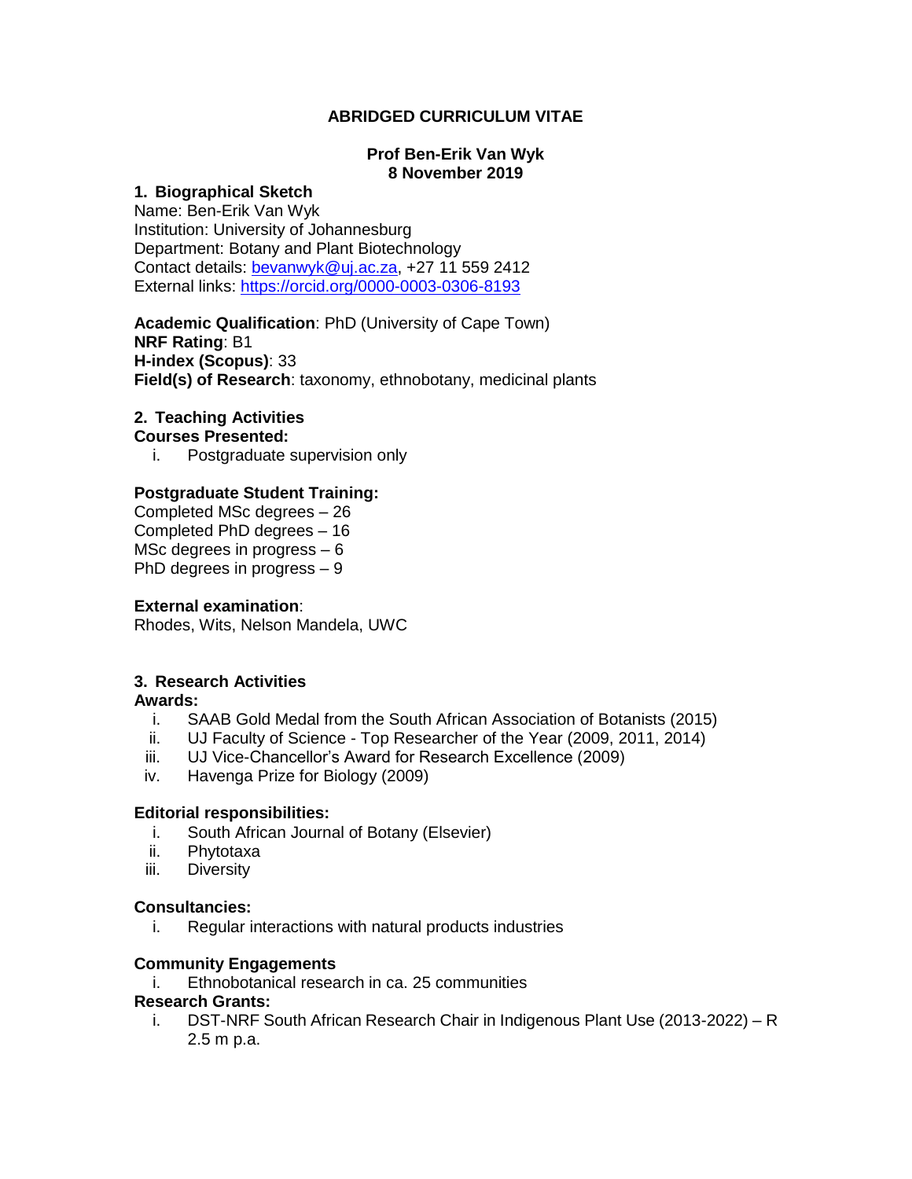# ABRIDGED CURRICULUM VITAE

**Prof Ben-Erik Van Wyk**
**8 November 2019**

## 1. Biographical Sketch

Name: Ben-Erik Van Wyk
Institution: University of Johannesburg
Department: Botany and Plant Biotechnology
Contact details: bevanwyk@uj.ac.za, +27 11 559 2412
External links: https://orcid.org/0000-0003-0306-8193

**Academic Qualification**: PhD (University of Cape Town)
**NRF Rating**: B1
**H-index (Scopus)**: 33
**Field(s) of Research**: taxonomy, ethnobotany, medicinal plants

## 2. Teaching Activities

**Courses Presented:**

i. Postgraduate supervision only

**Postgraduate Student Training:**

Completed MSc degrees – 26
Completed PhD degrees – 16
MSc degrees in progress – 6
PhD degrees in progress – 9

**External examination**:
Rhodes, Wits, Nelson Mandela, UWC

## 3. Research Activities

**Awards:**

i. SAAB Gold Medal from the South African Association of Botanists (2015)
ii. UJ Faculty of Science - Top Researcher of the Year (2009, 2011, 2014)
iii. UJ Vice-Chancellor's Award for Research Excellence (2009)
iv. Havenga Prize for Biology (2009)

**Editorial responsibilities:**

i. South African Journal of Botany (Elsevier)
ii. Phytotaxa
iii. Diversity

**Consultancies:**

i. Regular interactions with natural products industries

**Community Engagements**

i. Ethnobotanical research in ca. 25 communities

**Research Grants:**

i. DST-NRF South African Research Chair in Indigenous Plant Use (2013-2022) – R 2.5 m p.a.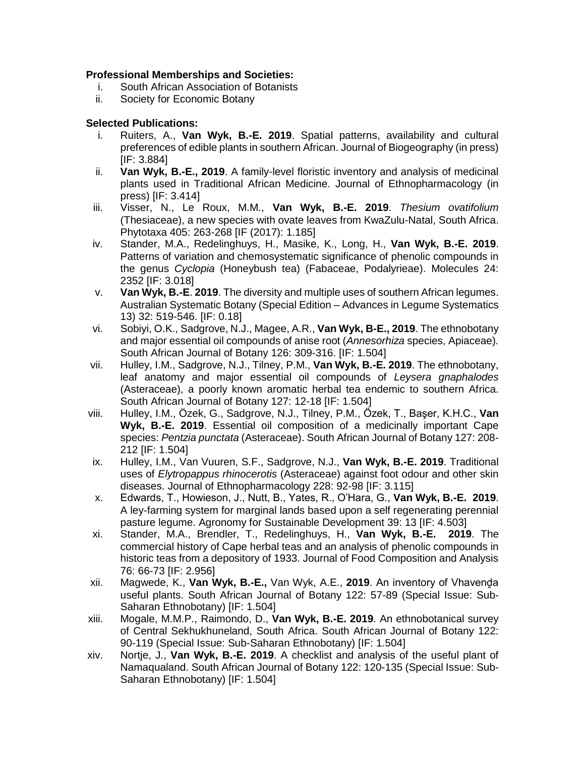**Professional Memberships and Societies:**

i. South African Association of Botanists
ii. Society for Economic Botany

**Selected Publications:**

i. Ruiters, A., **Van Wyk, B.-E. 2019**. Spatial patterns, availability and cultural preferences of edible plants in southern African. Journal of Biogeography (in press) [IF: 3.884]
ii. **Van Wyk, B.-E., 2019**. A family-level floristic inventory and analysis of medicinal plants used in Traditional African Medicine. Journal of Ethnopharmacology (in press) [IF: 3.414]
iii. Visser, N., Le Roux, M.M., **Van Wyk, B.-E. 2019**. *Thesium ovatifolium* (Thesiaceae), a new species with ovate leaves from KwaZulu-Natal, South Africa. Phytotaxa 405: 263-268 [IF (2017): 1.185]
iv. Stander, M.A., Redelinghuys, H., Masike, K., Long, H., **Van Wyk, B.-E. 2019**. Patterns of variation and chemosystematic significance of phenolic compounds in the genus *Cyclopia* (Honeybush tea) (Fabaceae, Podalyrieae). Molecules 24: 2352 [IF: 3.018]
v. **Van Wyk, B.-E**. **2019**. The diversity and multiple uses of southern African legumes. Australian Systematic Botany (Special Edition – Advances in Legume Systematics 13) 32: 519-546. [IF: 0.18]
vi. Sobiyi, O.K., Sadgrove, N.J., Magee, A.R., **Van Wyk, B-E., 2019**. The ethnobotany and major essential oil compounds of anise root (*Annesorhiza* species, Apiaceae). South African Journal of Botany 126: 309-316. [IF: 1.504]
vii. Hulley, I.M., Sadgrove, N.J., Tilney, P.M., **Van Wyk, B.-E. 2019**. The ethnobotany, leaf anatomy and major essential oil compounds of *Leysera gnaphalodes* (Asteraceae), a poorly known aromatic herbal tea endemic to southern Africa. South African Journal of Botany 127: 12-18 [IF: 1.504]
viii. Hulley, I.M., Özek, G., Sadgrove, N.J., Tilney, P.M., Özek, T., Başer, K.H.C., **Van Wyk, B.-E. 2019**. Essential oil composition of a medicinally important Cape species: *Pentzia punctata* (Asteraceae). South African Journal of Botany 127: 208-212 [IF: 1.504]
ix. Hulley, I.M., Van Vuuren, S.F., Sadgrove, N.J., **Van Wyk, B.-E. 2019**. Traditional uses of *Elytropappus rhinocerotis* (Asteraceae) against foot odour and other skin diseases. Journal of Ethnopharmacology 228: 92-98 [IF: 3.115]
x. Edwards, T., Howieson, J., Nutt, B., Yates, R., O'Hara, G., **Van Wyk, B.-E. 2019**. A ley-farming system for marginal lands based upon a self regenerating perennial pasture legume. Agronomy for Sustainable Development 39: 13 [IF: 4.503]
xi. Stander, M.A., Brendler, T., Redelinghuys, H., **Van Wyk, B.-E. 2019**. The commercial history of Cape herbal teas and an analysis of phenolic compounds in historic teas from a depository of 1933. Journal of Food Composition and Analysis 76: 66-73 [IF: 2.956]
xii. Magwede, K., **Van Wyk, B.-E.,** Van Wyk, A.E., **2019**. An inventory of Vhavenḓa useful plants. South African Journal of Botany 122: 57-89 (Special Issue: Sub-Saharan Ethnobotany) [IF: 1.504]
xiii. Mogale, M.M.P., Raimondo, D., **Van Wyk, B.-E. 2019**. An ethnobotanical survey of Central Sekhukhuneland, South Africa. South African Journal of Botany 122: 90-119 (Special Issue: Sub-Saharan Ethnobotany) [IF: 1.504]
xiv. Nortje, J., **Van Wyk, B.-E. 2019**. A checklist and analysis of the useful plant of Namaqualand. South African Journal of Botany 122: 120-135 (Special Issue: Sub-Saharan Ethnobotany) [IF: 1.504]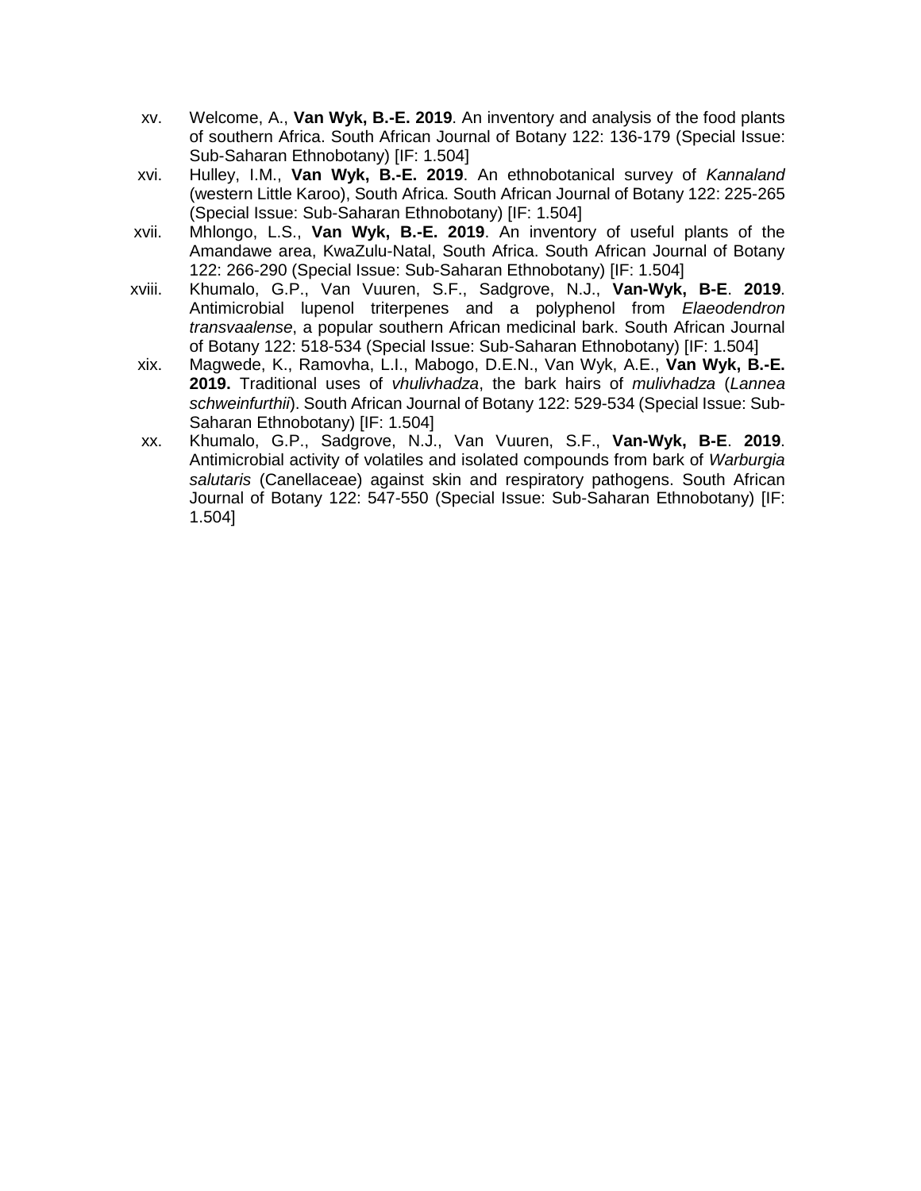xv. Welcome, A., **Van Wyk, B.-E. 2019**. An inventory and analysis of the food plants of southern Africa. South African Journal of Botany 122: 136-179 (Special Issue: Sub-Saharan Ethnobotany) [IF: 1.504]

xvi. Hulley, I.M., **Van Wyk, B.-E. 2019**. An ethnobotanical survey of *Kannaland* (western Little Karoo), South Africa. South African Journal of Botany 122: 225-265 (Special Issue: Sub-Saharan Ethnobotany) [IF: 1.504]

xvii. Mhlongo, L.S., **Van Wyk, B.-E. 2019**. An inventory of useful plants of the Amandawe area, KwaZulu-Natal, South Africa. South African Journal of Botany 122: 266-290 (Special Issue: Sub-Saharan Ethnobotany) [IF: 1.504]

xviii. Khumalo, G.P., Van Vuuren, S.F., Sadgrove, N.J., **Van-Wyk, B-E**. **2019**. Antimicrobial lupenol triterpenes and a polyphenol from *Elaeodendron transvaalense*, a popular southern African medicinal bark. South African Journal of Botany 122: 518-534 (Special Issue: Sub-Saharan Ethnobotany) [IF: 1.504]

xix. Magwede, K., Ramovha, L.I., Mabogo, D.E.N., Van Wyk, A.E., **Van Wyk, B.-E. 2019.** Traditional uses of *vhulivhadza*, the bark hairs of *mulivhadza* (*Lannea schweinfurthii*). South African Journal of Botany 122: 529-534 (Special Issue: Sub-Saharan Ethnobotany) [IF: 1.504]

xx. Khumalo, G.P., Sadgrove, N.J., Van Vuuren, S.F., **Van-Wyk, B-E**. **2019**. Antimicrobial activity of volatiles and isolated compounds from bark of *Warburgia salutaris* (Canellaceae) against skin and respiratory pathogens. South African Journal of Botany 122: 547-550 (Special Issue: Sub-Saharan Ethnobotany) [IF: 1.504]